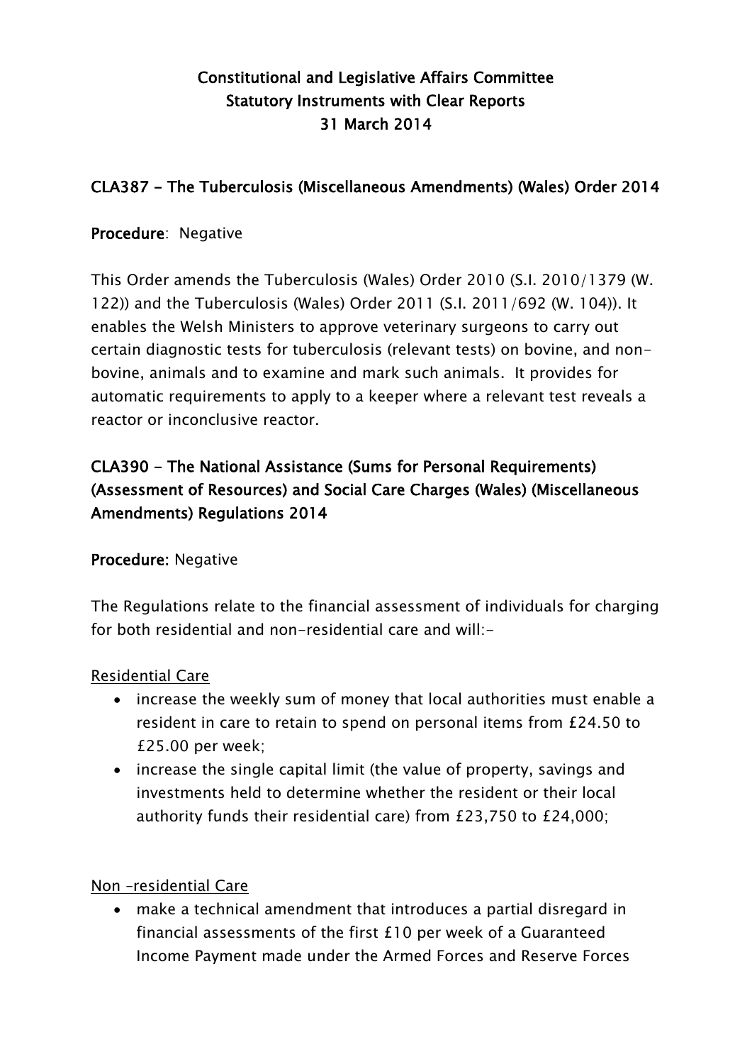# Constitutional and Legislative Affairs Committee
# Statutory Instruments with Clear Reports
# 31 March 2014

## CLA387 - The Tuberculosis (Miscellaneous Amendments) (Wales) Order 2014

**Procedure**: Negative

This Order amends the Tuberculosis (Wales) Order 2010 (S.I. 2010/1379 (W. 122)) and the Tuberculosis (Wales) Order 2011 (S.I. 2011/692 (W. 104)). It enables the Welsh Ministers to approve veterinary surgeons to carry out certain diagnostic tests for tuberculosis (relevant tests) on bovine, and non-bovine, animals and to examine and mark such animals. It provides for automatic requirements to apply to a keeper where a relevant test reveals a reactor or inconclusive reactor.

## CLA390 - The National Assistance (Sums for Personal Requirements) (Assessment of Resources) and Social Care Charges (Wales) (Miscellaneous Amendments) Regulations 2014

**Procedure:** Negative

The Regulations relate to the financial assessment of individuals for charging for both residential and non-residential care and will:-

Residential Care

- increase the weekly sum of money that local authorities must enable a resident in care to retain to spend on personal items from £24.50 to £25.00 per week;
- increase the single capital limit (the value of property, savings and investments held to determine whether the resident or their local authority funds their residential care) from £23,750 to £24,000;

Non –residential Care

- make a technical amendment that introduces a partial disregard in financial assessments of the first £10 per week of a Guaranteed Income Payment made under the Armed Forces and Reserve Forces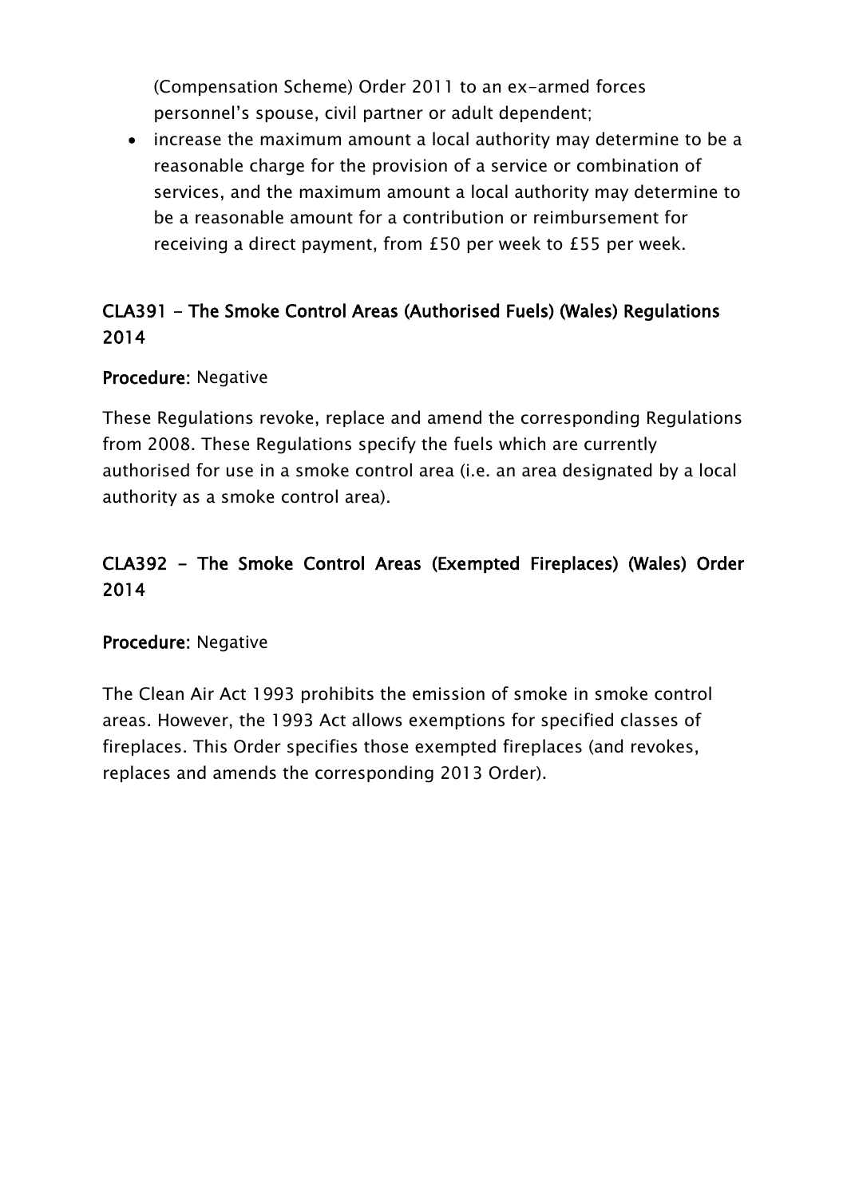(Compensation Scheme) Order 2011 to an ex-armed forces personnel's spouse, civil partner or adult dependent;

- increase the maximum amount a local authority may determine to be a reasonable charge for the provision of a service or combination of services, and the maximum amount a local authority may determine to be a reasonable amount for a contribution or reimbursement for receiving a direct payment, from £50 per week to £55 per week.

## CLA391 - The Smoke Control Areas (Authorised Fuels) (Wales) Regulations 2014

**Procedure**: Negative

These Regulations revoke, replace and amend the corresponding Regulations from 2008. These Regulations specify the fuels which are currently authorised for use in a smoke control area (i.e. an area designated by a local authority as a smoke control area).

## CLA392 - The Smoke Control Areas (Exempted Fireplaces) (Wales) Order 2014

**Procedure**: Negative

The Clean Air Act 1993 prohibits the emission of smoke in smoke control areas. However, the 1993 Act allows exemptions for specified classes of fireplaces. This Order specifies those exempted fireplaces (and revokes, replaces and amends the corresponding 2013 Order).